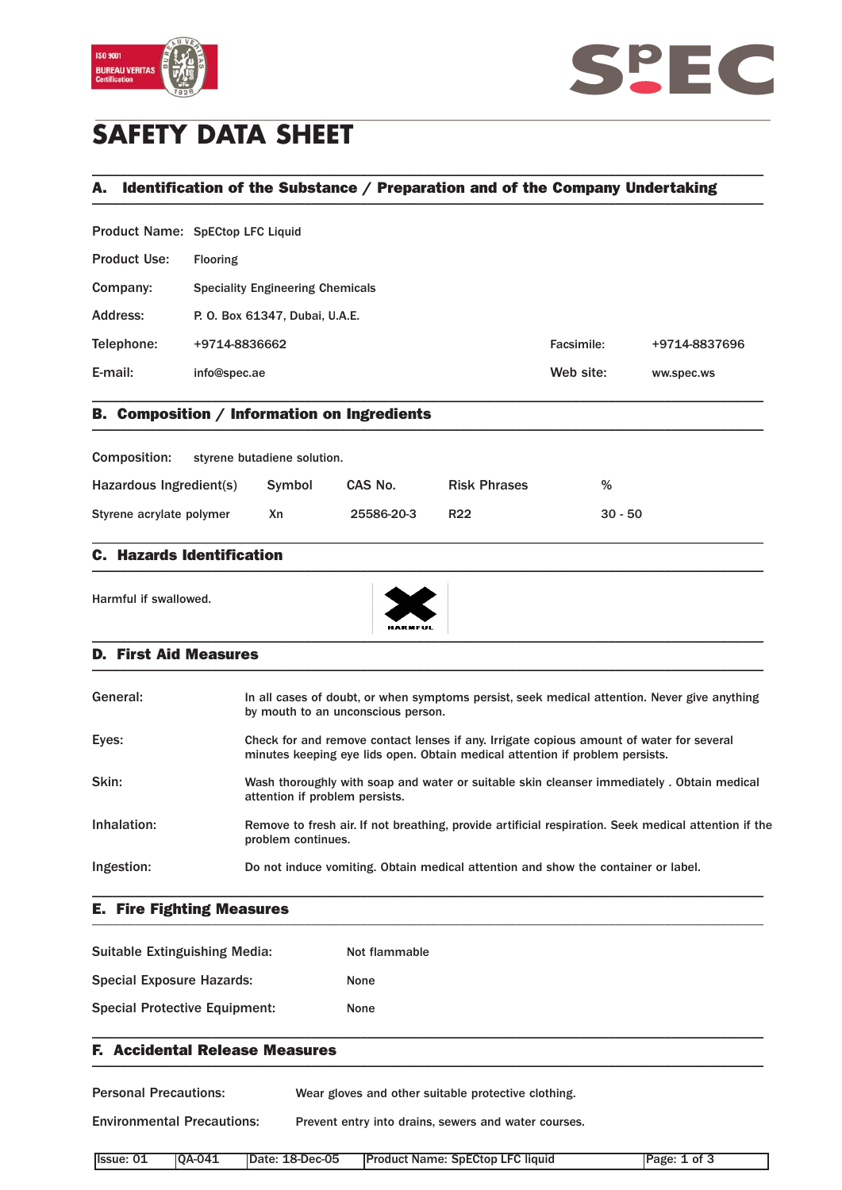# SAFETY DATA SHEET

## A. Identification of the Substance / Preparation and of the Company Undertaking

| | | | |
|---|---|---|---|
| Product Name: | SpECtop LFC Liquid | | |
| Product Use: | Flooring | | |
| Company: | Speciality Engineering Chemicals | | |
| Address: | P. O. Box 61347, Dubai, U.A.E. | | |
| Telephone: | +9714-8836662 | Facsimile: | +9714-8837696 |
| E-mail: | info@spec.ae | Web site: | ww.spec.ws |

## B. Composition / Information on Ingredients

Composition: styrene butadiene solution.

| Hazardous Ingredient(s) | Symbol | CAS No. | Risk Phrases | % |
|---|---|---|---|---|
| Styrene acrylate polymer | Xn | 25586-20-3 | R22 | 30 - 50 |

## C. Hazards Identification

Harmful if swallowed.

HARMFUL

## D. First Aid Measures

| | |
|---|---|
| General: | In all cases of doubt, or when symptoms persist, seek medical attention. Never give anything by mouth to an unconscious person. |
| Eyes: | Check for and remove contact lenses if any. Irrigate copious amount of water for several minutes keeping eye lids open. Obtain medical attention if problem persists. |
| Skin: | Wash thoroughly with soap and water or suitable skin cleanser immediately . Obtain medical attention if problem persists. |
| Inhalation: | Remove to fresh air. If not breathing, provide artificial respiration. Seek medical attention if the problem continues. |
| Ingestion: | Do not induce vomiting. Obtain medical attention and show the container or label. |

## E. Fire Fighting Measures

| | |
|---|---|
| Suitable Extinguishing Media: | Not flammable |
| Special Exposure Hazards: | None |
| Special Protective Equipment: | None |

## F. Accidental Release Measures

| | |
|---|---|
| Personal Precautions: | Wear gloves and other suitable protective clothing. |
| Environmental Precautions: | Prevent entry into drains, sewers and water courses. |

| Issue: 01 | QA-041 | Date: 18-Dec-05 | Product Name: SpECtop LFC liquid |
|---|---|---|---|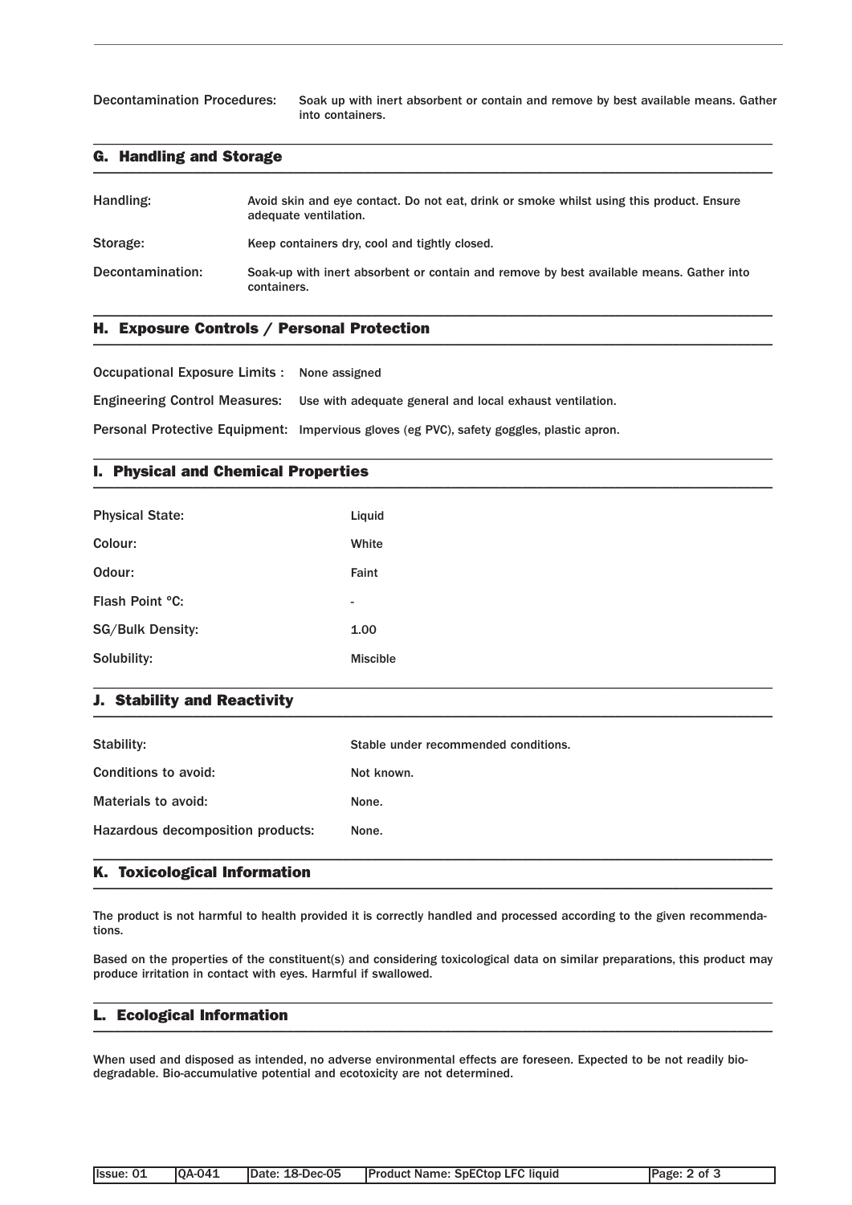| | |
|---|---|
| Decontamination Procedures: | Soak up with inert absorbent or contain and remove by best available means. Gather into containers. |

## G. Handling and Storage

| | |
|---|---|
| Handling: | Avoid skin and eye contact. Do not eat, drink or smoke whilst using this product. Ensure adequate ventilation. |
| Storage: | Keep containers dry, cool and tightly closed. |
| Decontamination: | Soak-up with inert absorbent or contain and remove by best available means. Gather into containers. |

## H. Exposure Controls / Personal Protection

| | |
|---|---|
| Occupational Exposure Limits : | None assigned |
| Engineering Control Measures: | Use with adequate general and local exhaust ventilation. |
| Personal Protective Equipment: | Impervious gloves (eg PVC), safety goggles, plastic apron. |

## I. Physical and Chemical Properties

| | |
|---|---|
| Physical State: | Liquid |
| Colour: | White |
| Odour: | Faint |
| Flash Point °C: | - |
| SG/Bulk Density: | 1.00 |
| Solubility: | Miscible |

## J. Stability and Reactivity

| | |
|---|---|
| Stability: | Stable under recommended conditions. |
| Conditions to avoid: | Not known. |
| Materials to avoid: | None. |
| Hazardous decomposition products: | None. |

## K. Toxicological Information

The product is not harmful to health provided it is correctly handled and processed according to the given recommendations.

Based on the properties of the constituent(s) and considering toxicological data on similar preparations, this product may produce irritation in contact with eyes. Harmful if swallowed.

## L. Ecological Information

When used and disposed as intended, no adverse environmental effects are foreseen. Expected to be not readily biodegradable. Bio-accumulative potential and ecotoxicity are not determined.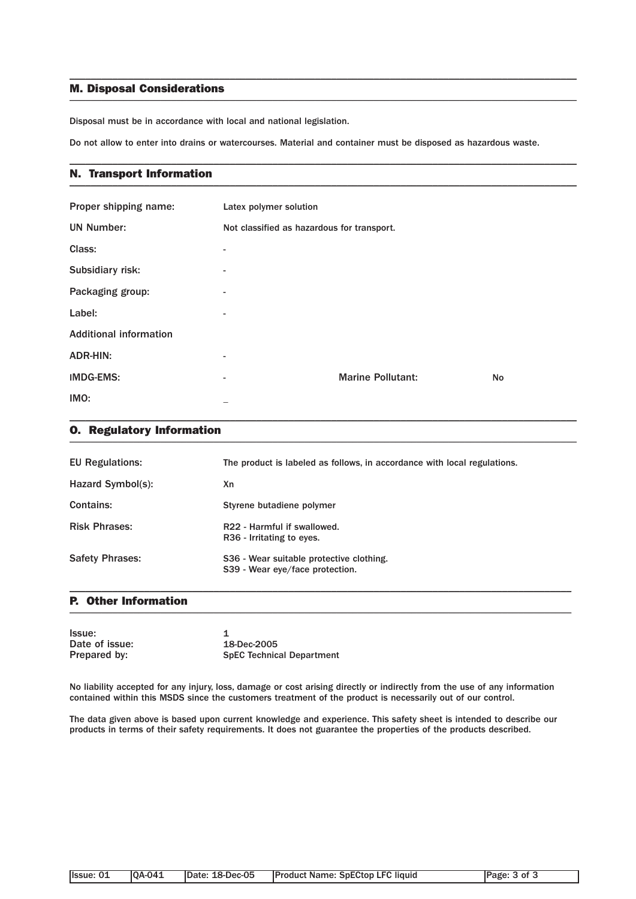## M. Disposal Considerations

Disposal must be in accordance with local and national legislation.

Do not allow to enter into drains or watercourses. Material and container must be disposed as hazardous waste.

## N. Transport Information

| | | | |
|---|---|---|---|
| Proper shipping name: | Latex polymer solution | | |
| UN Number: | Not classified as hazardous for transport. | | |
| Class: | - | | |
| Subsidiary risk: | - | | |
| Packaging group: | - | | |
| Label: | - | | |
| Additional information | | | |
| ADR-HIN: | - | | |
| IMDG-EMS: | - | Marine Pollutant: | No |
| IMO: | _ | | |

## O. Regulatory Information

| | |
|---|---|
| EU Regulations: | The product is labeled as follows, in accordance with local regulations. |
| Hazard Symbol(s): | Xn |
| Contains: | Styrene butadiene polymer |
| Risk Phrases: | R22 - Harmful if swallowed.<br>R36 - Irritating to eyes. |
| Safety Phrases: | S36 - Wear suitable protective clothing.<br>S39 - Wear eye/face protection. |

## P. Other Information

| | |
|---|---|
| Issue: | 1 |
| Date of issue: | 18-Dec-2005 |
| Prepared by: | SpEC Technical Department |

No liability accepted for any injury, loss, damage or cost arising directly or indirectly from the use of any information contained within this MSDS since the customers treatment of the product is necessarily out of our control.

The data given above is based upon current knowledge and experience. This safety sheet is intended to describe our products in terms of their safety requirements. It does not guarantee the properties of the products described.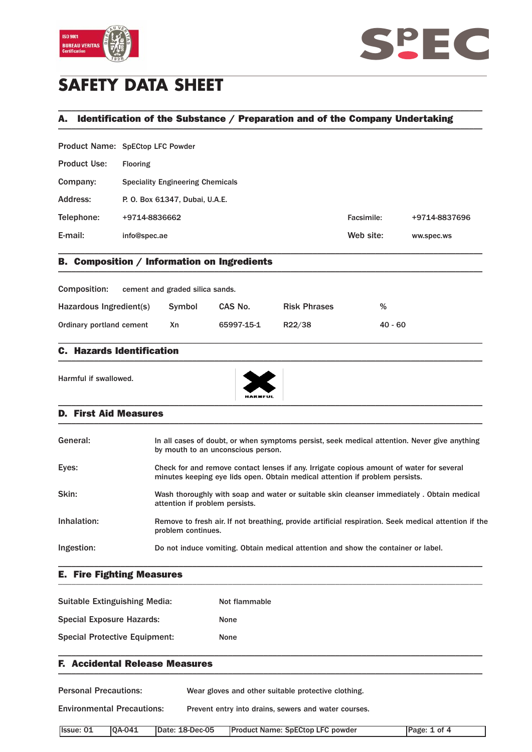# SAFETY DATA SHEET

## A. Identification of the Substance / Preparation and of the Company Undertaking

| | | | |
|---|---|---|---|
| Product Name: | SpECtop LFC Powder | | |
| Product Use: | Flooring | | |
| Company: | Speciality Engineering Chemicals | | |
| Address: | P. O. Box 61347, Dubai, U.A.E. | | |
| Telephone: | +9714-8836662 | Facsimile: | +9714-8837696 |
| E-mail: | info@spec.ae | Web site: | ww.spec.ws |

## B. Composition / Information on Ingredients

Composition: cement and graded silica sands.

| Hazardous Ingredient(s) | Symbol | CAS No. | Risk Phrases | % |
|---|---|---|---|---|
| Ordinary portland cement | Xn | 65997-15-1 | R22/38 | 40 - 60 |

## C. Hazards Identification

Harmful if swallowed.

HARMFUL

## D. First Aid Measures

**General:** In all cases of doubt, or when symptoms persist, seek medical attention. Never give anything by mouth to an unconscious person.

**Eyes:** Check for and remove contact lenses if any. Irrigate copious amount of water for several minutes keeping eye lids open. Obtain medical attention if problem persists.

**Skin:** Wash thoroughly with soap and water or suitable skin cleanser immediately . Obtain medical attention if problem persists.

**Inhalation:** Remove to fresh air. If not breathing, provide artificial respiration. Seek medical attention if the problem continues.

**Ingestion:** Do not induce vomiting. Obtain medical attention and show the container or label.

## E. Fire Fighting Measures

| | |
|---|---|
| Suitable Extinguishing Media: | Not flammable |
| Special Exposure Hazards: | None |
| Special Protective Equipment: | None |

## F. Accidental Release Measures

**Personal Precautions:** Wear gloves and other suitable protective clothing.

**Environmental Precautions:** Prevent entry into drains, sewers and water courses.

| | | | | |
|---|---|---|---|---|
| Issue: 01 | QA-041 | Date: 18-Dec-05 | Product Name: SpECtop LFC powder | Page: 1 of 4 |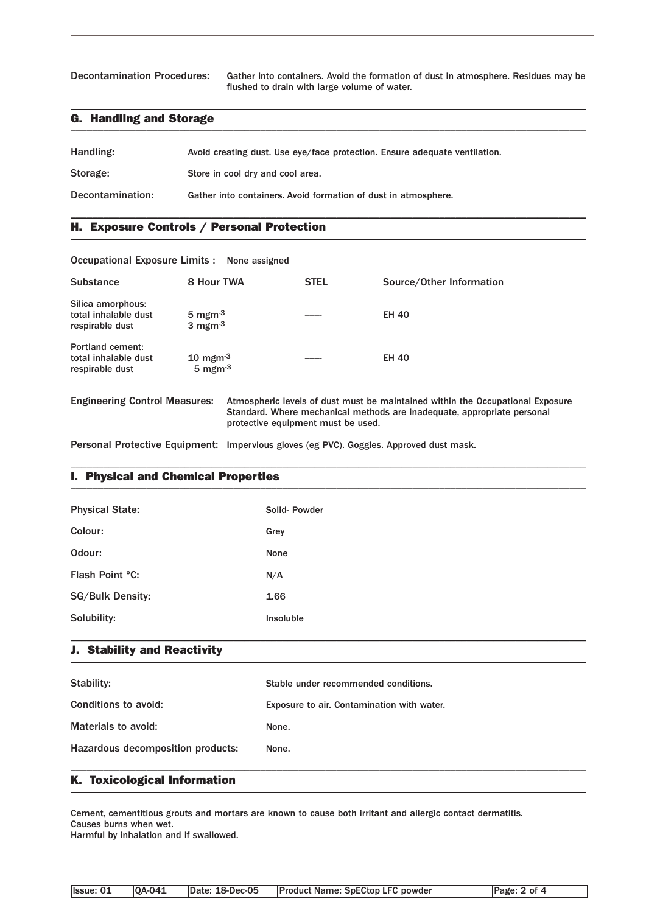Decontamination Procedures: Gather into containers. Avoid the formation of dust in atmosphere. Residues may be flushed to drain with large volume of water.

## G. Handling and Storage

Handling: Avoid creating dust. Use eye/face protection. Ensure adequate ventilation.

Storage: Store in cool dry and cool area.

Decontamination: Gather into containers. Avoid formation of dust in atmosphere.

## H. Exposure Controls / Personal Protection

Occupational Exposure Limits : None assigned

| Substance | 8 Hour TWA | STEL | Source/Other Information |
|---|---|---|---|
| Silica amorphous:<br>total inhalable dust<br>respirable dust | $5\ mgm^{-3}$<br>$3\ mgm^{-3}$ | ------ | EH 40 |
| Portland cement:<br>total inhalable dust<br>respirable dust | $10\ mgm^{-3}$<br>$5\ mgm^{-3}$ | ------ | EH 40 |

Engineering Control Measures: Atmospheric levels of dust must be maintained within the Occupational Exposure Standard. Where mechanical methods are inadequate, appropriate personal protective equipment must be used.

Personal Protective Equipment: Impervious gloves (eg PVC). Goggles. Approved dust mask.

## I. Physical and Chemical Properties

Physical State: Solid- Powder

Colour: Grey

Odour: None

Flash Point °C: N/A

SG/Bulk Density: 1.66

Solubility: Insoluble

## J. Stability and Reactivity

Stability: Stable under recommended conditions.

Conditions to avoid: Exposure to air. Contamination with water.

Materials to avoid: None.

Hazardous decomposition products: None.

## K. Toxicological Information

Cement, cementitious grouts and mortars are known to cause both irritant and allergic contact dermatitis.
Causes burns when wet.
Harmful by inhalation and if swallowed.

| Issue: 01 | QA-041 | Date: 18-Dec-05 | Product Name: SpECtop LFC powder | Page: 2 of 4 |
|---|---|---|---|---|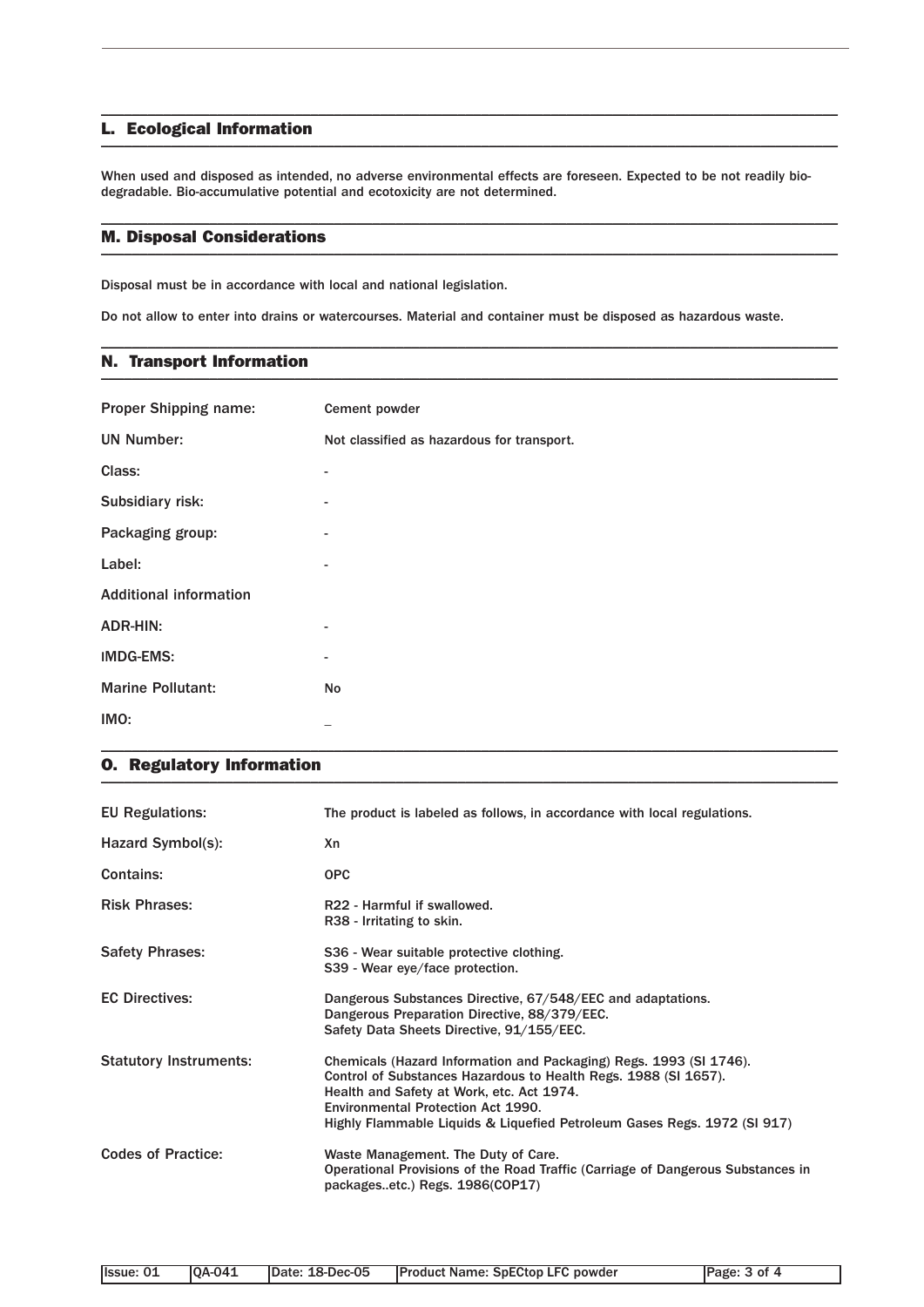## L. Ecological Information

When used and disposed as intended, no adverse environmental effects are foreseen. Expected to be not readily bio-degradable. Bio-accumulative potential and ecotoxicity are not determined.

## M. Disposal Considerations

Disposal must be in accordance with local and national legislation.

Do not allow to enter into drains or watercourses. Material and container must be disposed as hazardous waste.

## N. Transport Information

| | |
|---|---|
| Proper Shipping name: | Cement powder |
| UN Number: | Not classified as hazardous for transport. |
| Class: | - |
| Subsidiary risk: | - |
| Packaging group: | - |
| Label: | - |
| Additional information | |
| ADR-HIN: | - |
| IMDG-EMS: | - |
| Marine Pollutant: | No |
| IMO: | _ |

## O. Regulatory Information

| | |
|---|---|
| EU Regulations: | The product is labeled as follows, in accordance with local regulations. |
| Hazard Symbol(s): | Xn |
| Contains: | OPC |
| Risk Phrases: | R22 - Harmful if swallowed.<br>R38 - Irritating to skin. |
| Safety Phrases: | S36 - Wear suitable protective clothing.<br>S39 - Wear eye/face protection. |
| EC Directives: | Dangerous Substances Directive, 67/548/EEC and adaptations.<br>Dangerous Preparation Directive, 88/379/EEC.<br>Safety Data Sheets Directive, 91/155/EEC. |
| Statutory Instruments: | Chemicals (Hazard Information and Packaging) Regs. 1993 (SI 1746).<br>Control of Substances Hazardous to Health Regs. 1988 (SI 1657).<br>Health and Safety at Work, etc. Act 1974.<br>Environmental Protection Act 1990.<br>Highly Flammable Liquids & Liquefied Petroleum Gases Regs. 1972 (SI 917) |
| Codes of Practice: | Waste Management. The Duty of Care.<br>Operational Provisions of the Road Traffic (Carriage of Dangerous Substances in packages..etc.) Regs. 1986(COP17) |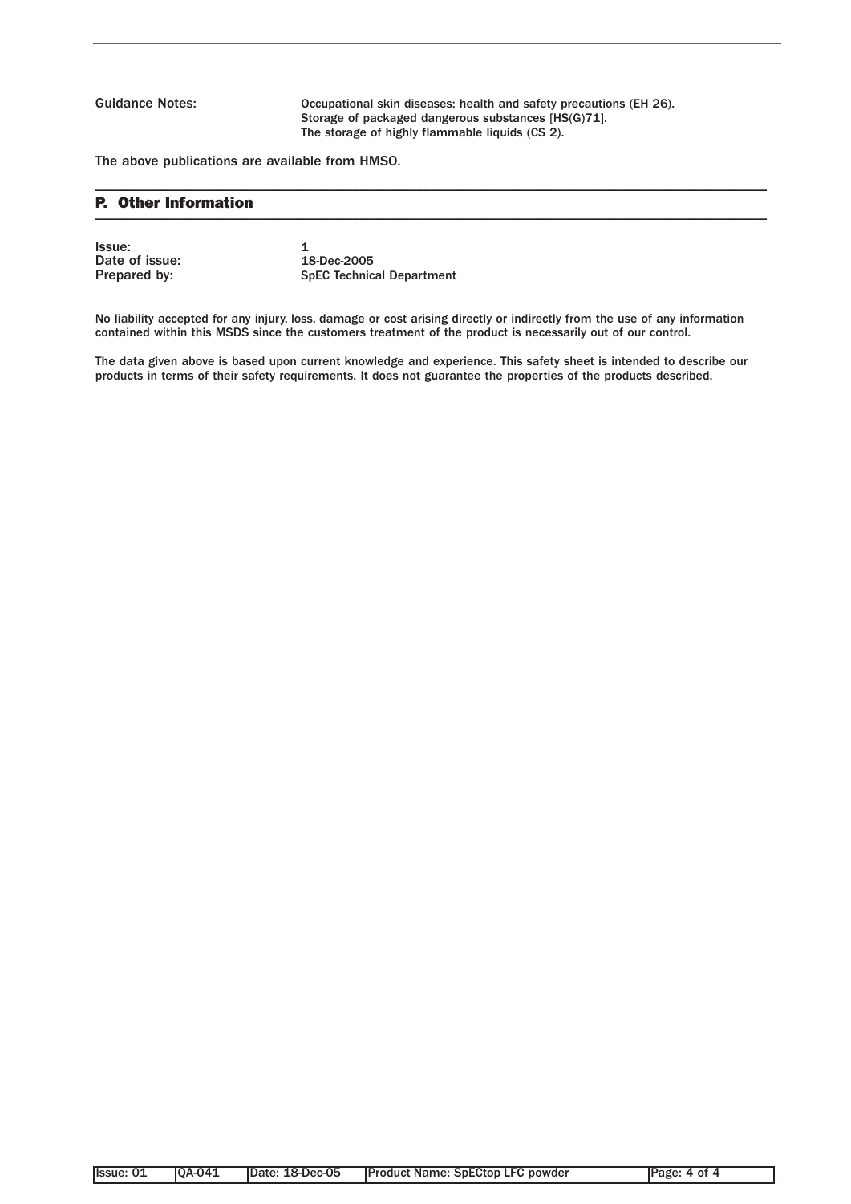Guidance Notes: Occupational skin diseases: health and safety precautions (EH 26).
Storage of packaged dangerous substances [HS(G)71].
The storage of highly flammable liquids (CS 2).

The above publications are available from HMSO.

## P. Other Information

| | |
|---|---|
| Issue: | 1 |
| Date of issue: | 18-Dec-2005 |
| Prepared by: | SpEC Technical Department |

No liability accepted for any injury, loss, damage or cost arising directly or indirectly from the use of any information contained within this MSDS since the customers treatment of the product is necessarily out of our control.

The data given above is based upon current knowledge and experience. This safety sheet is intended to describe our products in terms of their safety requirements. It does not guarantee the properties of the products described.